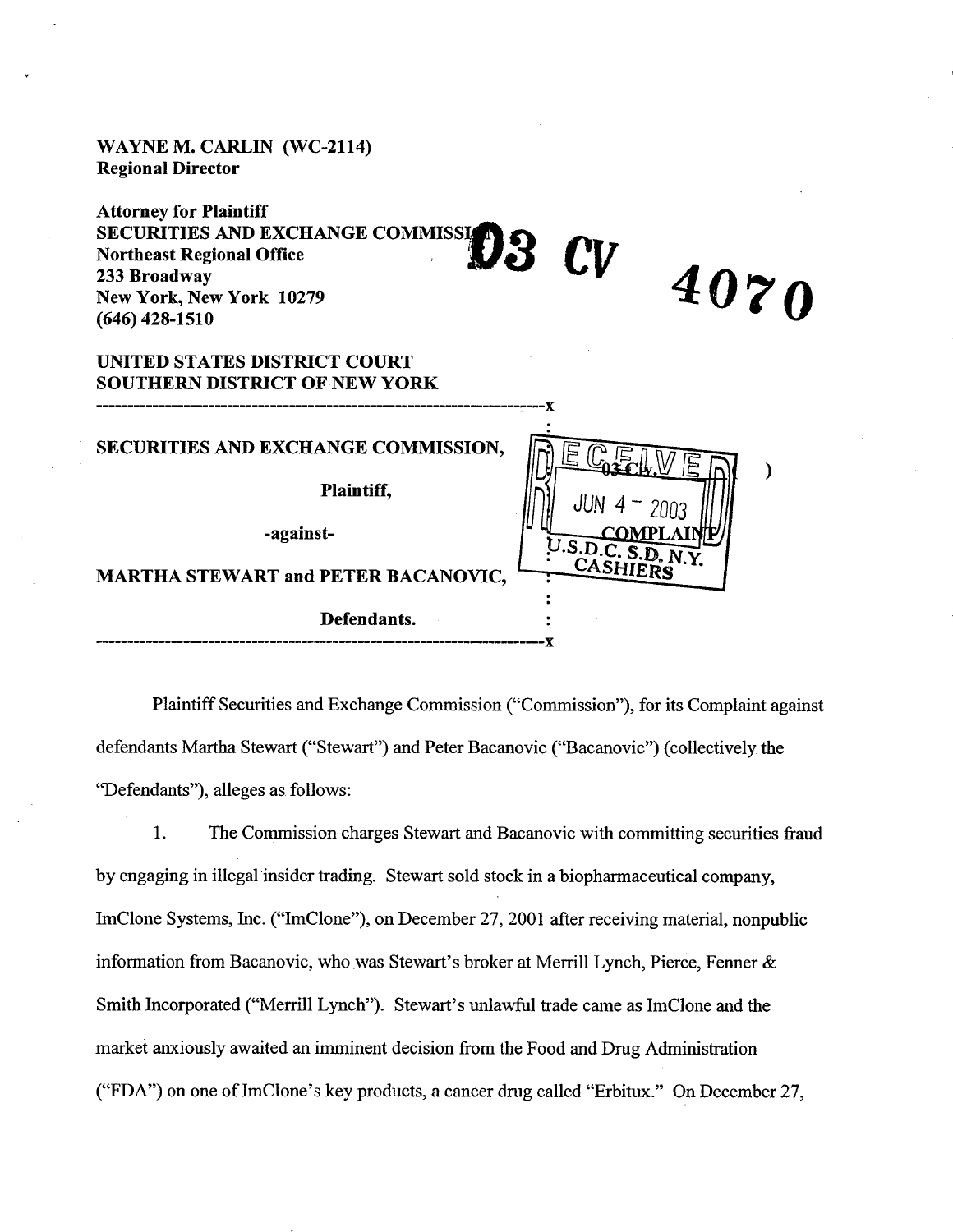WAYNE M. CARLIN (WC-2114)
Regional Director

Attorney for Plaintiff
SECURITIES AND EXCHANGE COMMISSION
Northeast Regional Office
233 Broadway
New York, New York 10279
(646) 428-1510

03 CV 4070

UNITED STATES DISTRICT COURT
SOUTHERN DISTRICT OF NEW YORK

SECURITIES AND EXCHANGE COMMISSION,

Plaintiff,

-against-

MARTHA STEWART and PETER BACANOVIC,

Defendants.

03 Civ. ( )

COMPLAINT

RECEIVED JUN 4 - 2003 U.S.D.C. S.D. N.Y. CASHIERS

Plaintiff Securities and Exchange Commission ("Commission"), for its Complaint against defendants Martha Stewart ("Stewart") and Peter Bacanovic ("Bacanovic") (collectively the "Defendants"), alleges as follows:

1. The Commission charges Stewart and Bacanovic with committing securities fraud by engaging in illegal insider trading. Stewart sold stock in a biopharmaceutical company, ImClone Systems, Inc. ("ImClone"), on December 27, 2001 after receiving material, nonpublic information from Bacanovic, who was Stewart's broker at Merrill Lynch, Pierce, Fenner & Smith Incorporated ("Merrill Lynch"). Stewart's unlawful trade came as ImClone and the market anxiously awaited an imminent decision from the Food and Drug Administration ("FDA") on one of ImClone's key products, a cancer drug called "Erbitux." On December 27,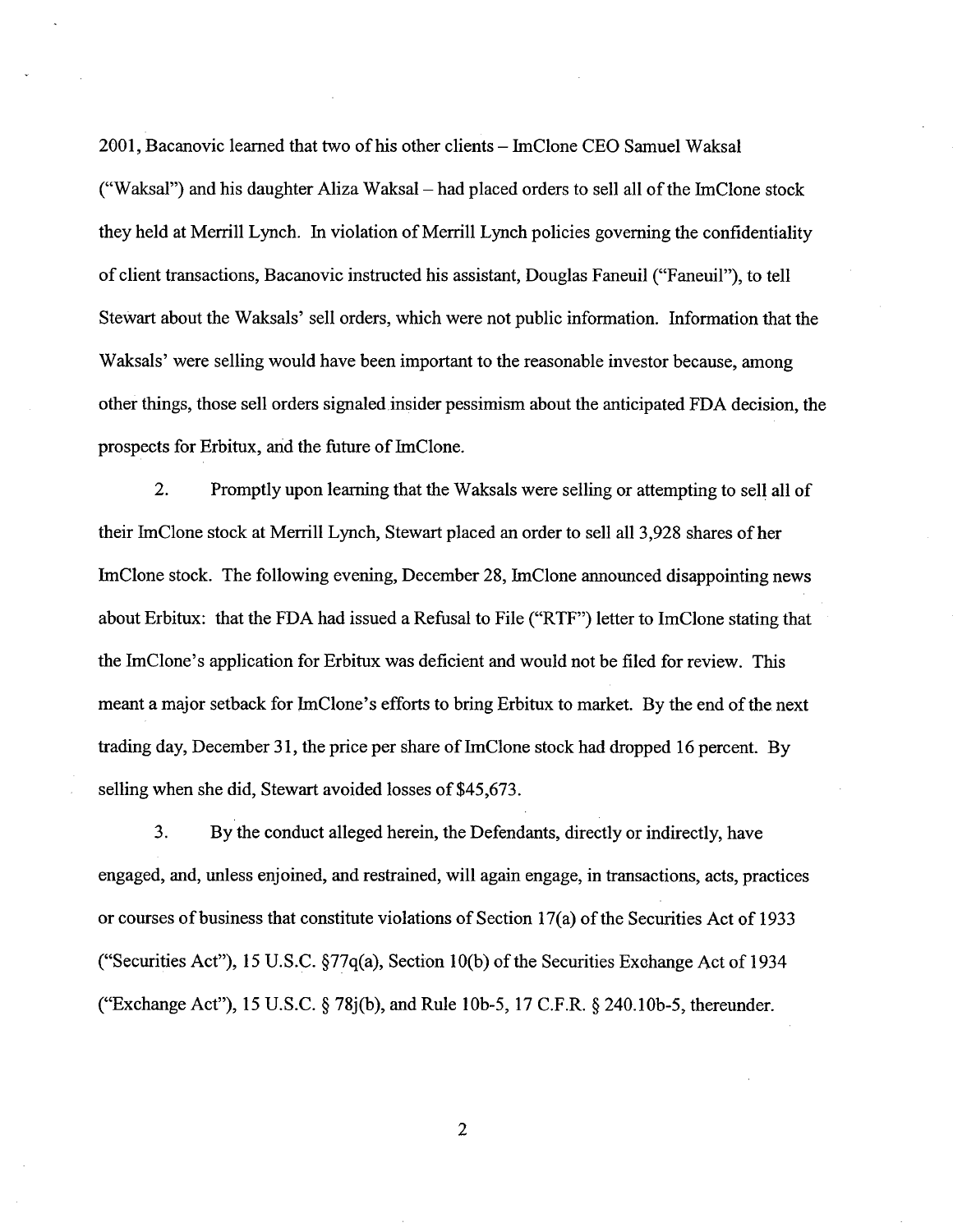2001, Bacanovic learned that two of his other clients – ImClone CEO Samuel Waksal ("Waksal") and his daughter Aliza Waksal – had placed orders to sell all of the ImClone stock they held at Merrill Lynch. In violation of Merrill Lynch policies governing the confidentiality of client transactions, Bacanovic instructed his assistant, Douglas Faneuil ("Faneuil"), to tell Stewart about the Waksals' sell orders, which were not public information. Information that the Waksals' were selling would have been important to the reasonable investor because, among other things, those sell orders signaled insider pessimism about the anticipated FDA decision, the prospects for Erbitux, and the future of ImClone.

2. Promptly upon learning that the Waksals were selling or attempting to sell all of their ImClone stock at Merrill Lynch, Stewart placed an order to sell all 3,928 shares of her ImClone stock. The following evening, December 28, ImClone announced disappointing news about Erbitux: that the FDA had issued a Refusal to File ("RTF") letter to ImClone stating that the ImClone's application for Erbitux was deficient and would not be filed for review. This meant a major setback for ImClone's efforts to bring Erbitux to market. By the end of the next trading day, December 31, the price per share of ImClone stock had dropped 16 percent. By selling when she did, Stewart avoided losses of $45,673.

3. By the conduct alleged herein, the Defendants, directly or indirectly, have engaged, and, unless enjoined, and restrained, will again engage, in transactions, acts, practices or courses of business that constitute violations of Section 17(a) of the Securities Act of 1933 ("Securities Act"), 15 U.S.C. §77q(a), Section 10(b) of the Securities Exchange Act of 1934 ("Exchange Act"), 15 U.S.C. § 78j(b), and Rule 10b-5, 17 C.F.R. § 240.10b-5, thereunder.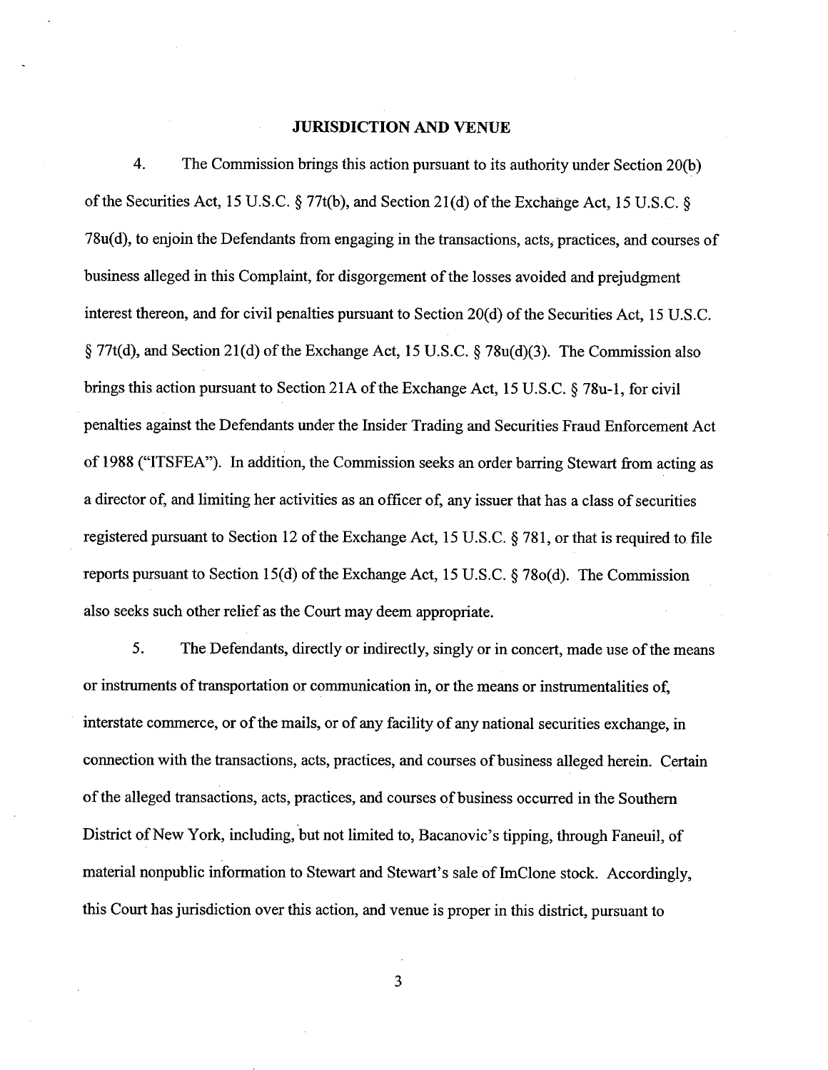## JURISDICTION AND VENUE

4. The Commission brings this action pursuant to its authority under Section 20(b) of the Securities Act, 15 U.S.C. § 77t(b), and Section 21(d) of the Exchange Act, 15 U.S.C. § 78u(d), to enjoin the Defendants from engaging in the transactions, acts, practices, and courses of business alleged in this Complaint, for disgorgement of the losses avoided and prejudgment interest thereon, and for civil penalties pursuant to Section 20(d) of the Securities Act, 15 U.S.C. § 77t(d), and Section 21(d) of the Exchange Act, 15 U.S.C. § 78u(d)(3). The Commission also brings this action pursuant to Section 21A of the Exchange Act, 15 U.S.C. § 78u-1, for civil penalties against the Defendants under the Insider Trading and Securities Fraud Enforcement Act of 1988 ("ITSFEA"). In addition, the Commission seeks an order barring Stewart from acting as a director of, and limiting her activities as an officer of, any issuer that has a class of securities registered pursuant to Section 12 of the Exchange Act, 15 U.S.C. § 78l, or that is required to file reports pursuant to Section 15(d) of the Exchange Act, 15 U.S.C. § 78o(d). The Commission also seeks such other relief as the Court may deem appropriate.

5. The Defendants, directly or indirectly, singly or in concert, made use of the means or instruments of transportation or communication in, or the means or instrumentalities of, interstate commerce, or of the mails, or of any facility of any national securities exchange, in connection with the transactions, acts, practices, and courses of business alleged herein. Certain of the alleged transactions, acts, practices, and courses of business occurred in the Southern District of New York, including, but not limited to, Bacanovic's tipping, through Faneuil, of material nonpublic information to Stewart and Stewart's sale of ImClone stock. Accordingly, this Court has jurisdiction over this action, and venue is proper in this district, pursuant to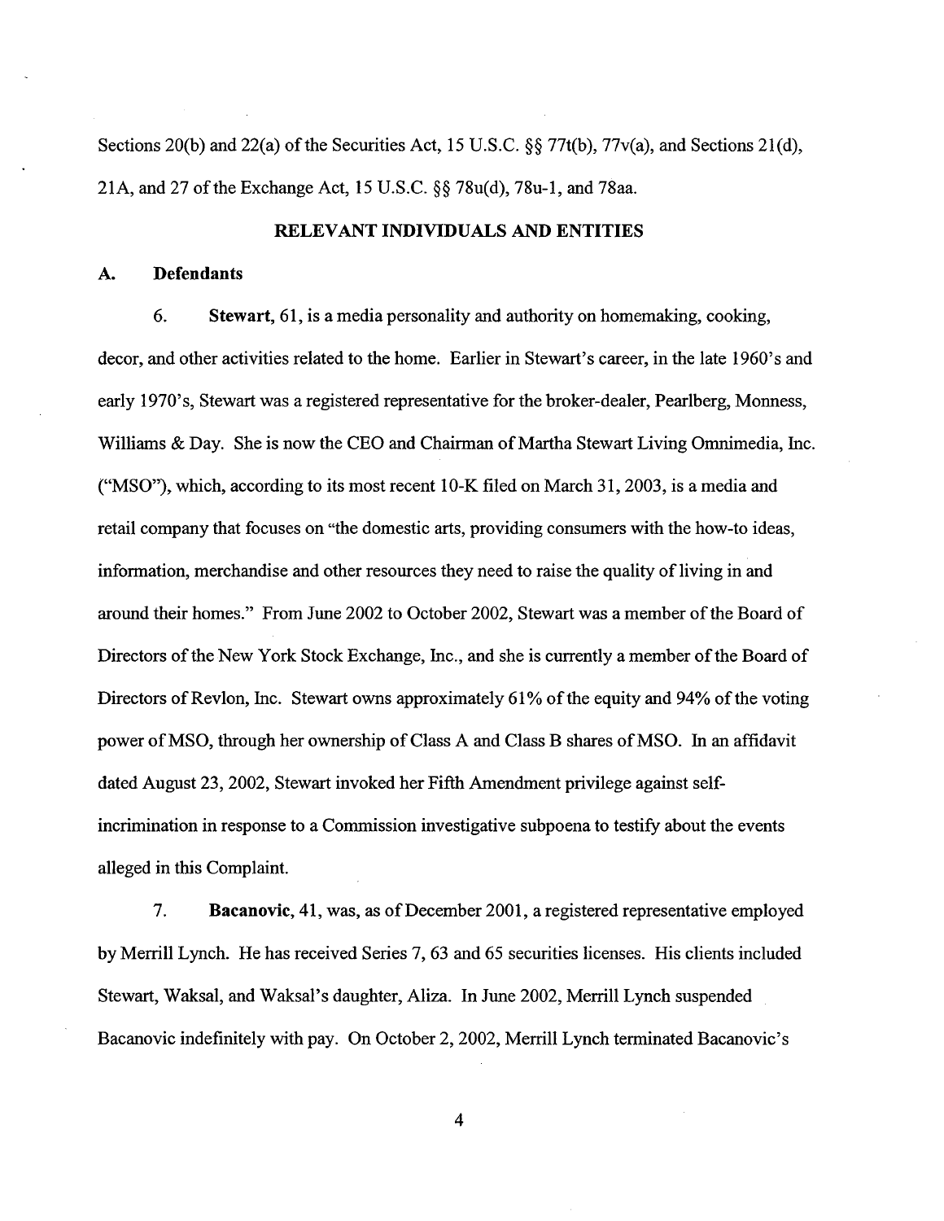Sections 20(b) and 22(a) of the Securities Act, 15 U.S.C. §§ 77t(b), 77v(a), and Sections 21(d), 21A, and 27 of the Exchange Act, 15 U.S.C. §§ 78u(d), 78u-1, and 78aa.

## RELEVANT INDIVIDUALS AND ENTITIES

### A. Defendants

6. **Stewart**, 61, is a media personality and authority on homemaking, cooking, decor, and other activities related to the home. Earlier in Stewart's career, in the late 1960's and early 1970's, Stewart was a registered representative for the broker-dealer, Pearlberg, Monness, Williams & Day. She is now the CEO and Chairman of Martha Stewart Living Omnimedia, Inc. ("MSO"), which, according to its most recent 10-K filed on March 31, 2003, is a media and retail company that focuses on "the domestic arts, providing consumers with the how-to ideas, information, merchandise and other resources they need to raise the quality of living in and around their homes." From June 2002 to October 2002, Stewart was a member of the Board of Directors of the New York Stock Exchange, Inc., and she is currently a member of the Board of Directors of Revlon, Inc. Stewart owns approximately 61% of the equity and 94% of the voting power of MSO, through her ownership of Class A and Class B shares of MSO. In an affidavit dated August 23, 2002, Stewart invoked her Fifth Amendment privilege against self-incrimination in response to a Commission investigative subpoena to testify about the events alleged in this Complaint.

7. **Bacanovic**, 41, was, as of December 2001, a registered representative employed by Merrill Lynch. He has received Series 7, 63 and 65 securities licenses. His clients included Stewart, Waksal, and Waksal's daughter, Aliza. In June 2002, Merrill Lynch suspended Bacanovic indefinitely with pay. On October 2, 2002, Merrill Lynch terminated Bacanovic's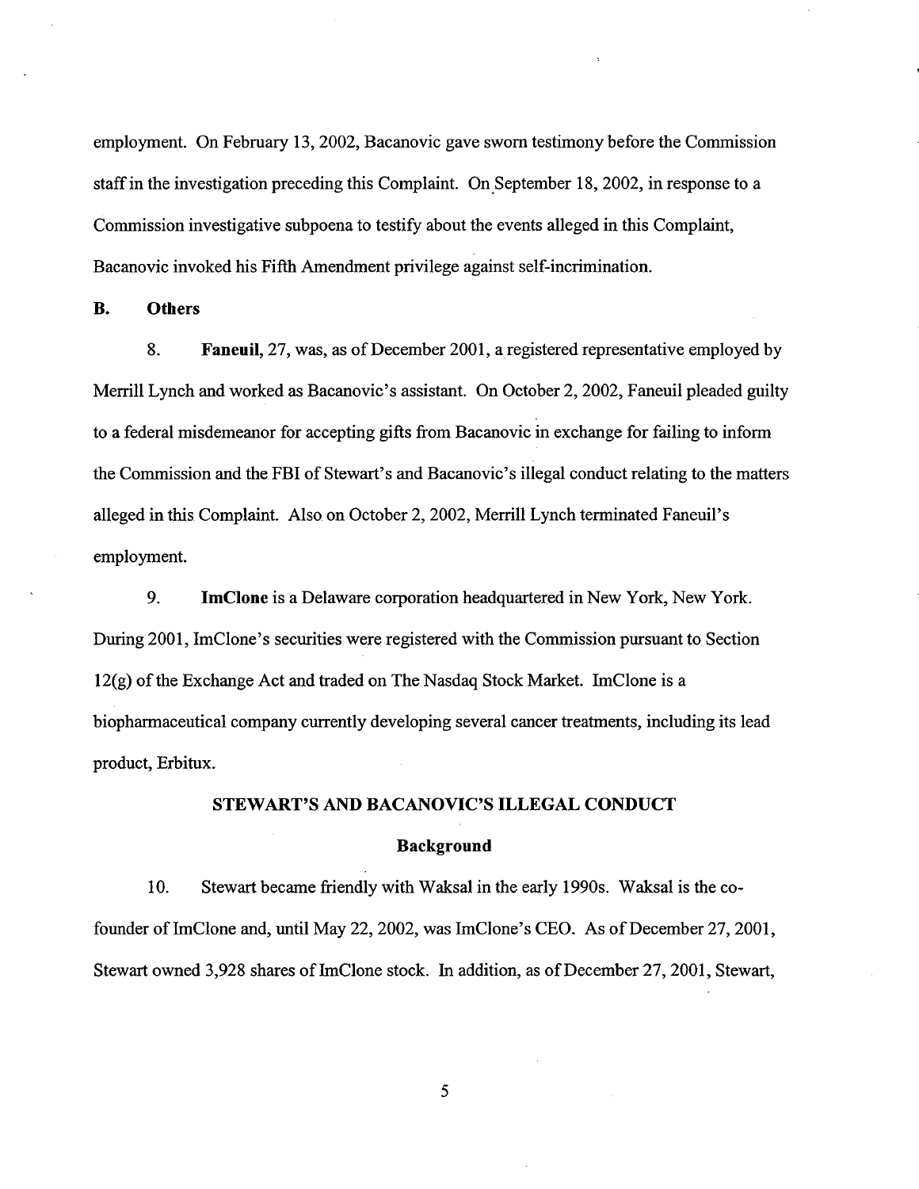employment. On February 13, 2002, Bacanovic gave sworn testimony before the Commission staff in the investigation preceding this Complaint. On September 18, 2002, in response to a Commission investigative subpoena to testify about the events alleged in this Complaint, Bacanovic invoked his Fifth Amendment privilege against self-incrimination.

### B. Others

8. **Faneuil**, 27, was, as of December 2001, a registered representative employed by Merrill Lynch and worked as Bacanovic's assistant. On October 2, 2002, Faneuil pleaded guilty to a federal misdemeanor for accepting gifts from Bacanovic in exchange for failing to inform the Commission and the FBI of Stewart's and Bacanovic's illegal conduct relating to the matters alleged in this Complaint. Also on October 2, 2002, Merrill Lynch terminated Faneuil's employment.

9. **ImClone** is a Delaware corporation headquartered in New York, New York. During 2001, ImClone's securities were registered with the Commission pursuant to Section 12(g) of the Exchange Act and traded on The Nasdaq Stock Market. ImClone is a biopharmaceutical company currently developing several cancer treatments, including its lead product, Erbitux.

## STEWART'S AND BACANOVIC'S ILLEGAL CONDUCT

### Background

10. Stewart became friendly with Waksal in the early 1990s. Waksal is the co-founder of ImClone and, until May 22, 2002, was ImClone's CEO. As of December 27, 2001, Stewart owned 3,928 shares of ImClone stock. In addition, as of December 27, 2001, Stewart,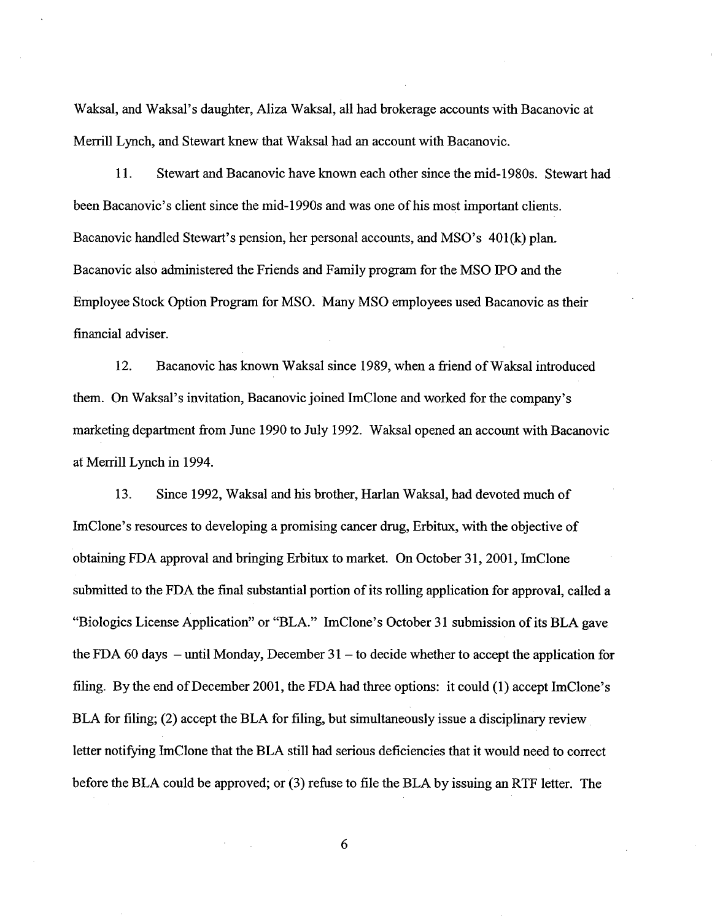Waksal, and Waksal's daughter, Aliza Waksal, all had brokerage accounts with Bacanovic at Merrill Lynch, and Stewart knew that Waksal had an account with Bacanovic.

11. Stewart and Bacanovic have known each other since the mid-1980s. Stewart had been Bacanovic's client since the mid-1990s and was one of his most important clients. Bacanovic handled Stewart's pension, her personal accounts, and MSO's 401(k) plan. Bacanovic also administered the Friends and Family program for the MSO IPO and the Employee Stock Option Program for MSO. Many MSO employees used Bacanovic as their financial adviser.

12. Bacanovic has known Waksal since 1989, when a friend of Waksal introduced them. On Waksal's invitation, Bacanovic joined ImClone and worked for the company's marketing department from June 1990 to July 1992. Waksal opened an account with Bacanovic at Merrill Lynch in 1994.

13. Since 1992, Waksal and his brother, Harlan Waksal, had devoted much of ImClone's resources to developing a promising cancer drug, Erbitux, with the objective of obtaining FDA approval and bringing Erbitux to market. On October 31, 2001, ImClone submitted to the FDA the final substantial portion of its rolling application for approval, called a "Biologics License Application" or "BLA." ImClone's October 31 submission of its BLA gave the FDA 60 days – until Monday, December 31 – to decide whether to accept the application for filing. By the end of December 2001, the FDA had three options: it could (1) accept ImClone's BLA for filing; (2) accept the BLA for filing, but simultaneously issue a disciplinary review letter notifying ImClone that the BLA still had serious deficiencies that it would need to correct before the BLA could be approved; or (3) refuse to file the BLA by issuing an RTF letter. The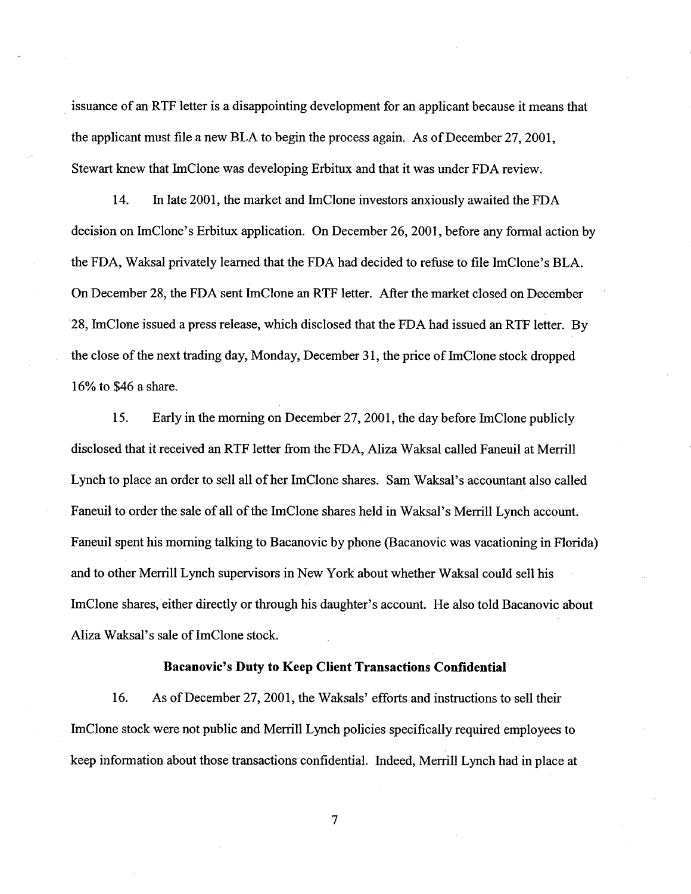issuance of an RTF letter is a disappointing development for an applicant because it means that the applicant must file a new BLA to begin the process again. As of December 27, 2001, Stewart knew that ImClone was developing Erbitux and that it was under FDA review.

14. In late 2001, the market and ImClone investors anxiously awaited the FDA decision on ImClone's Erbitux application. On December 26, 2001, before any formal action by the FDA, Waksal privately learned that the FDA had decided to refuse to file ImClone's BLA. On December 28, the FDA sent ImClone an RTF letter. After the market closed on December 28, ImClone issued a press release, which disclosed that the FDA had issued an RTF letter. By the close of the next trading day, Monday, December 31, the price of ImClone stock dropped 16% to $46 a share.

15. Early in the morning on December 27, 2001, the day before ImClone publicly disclosed that it received an RTF letter from the FDA, Aliza Waksal called Faneuil at Merrill Lynch to place an order to sell all of her ImClone shares. Sam Waksal's accountant also called Faneuil to order the sale of all of the ImClone shares held in Waksal's Merrill Lynch account. Faneuil spent his morning talking to Bacanovic by phone (Bacanovic was vacationing in Florida) and to other Merrill Lynch supervisors in New York about whether Waksal could sell his ImClone shares, either directly or through his daughter's account. He also told Bacanovic about Aliza Waksal's sale of ImClone stock.

**Bacanovic's Duty to Keep Client Transactions Confidential**

16. As of December 27, 2001, the Waksals' efforts and instructions to sell their ImClone stock were not public and Merrill Lynch policies specifically required employees to keep information about those transactions confidential. Indeed, Merrill Lynch had in place at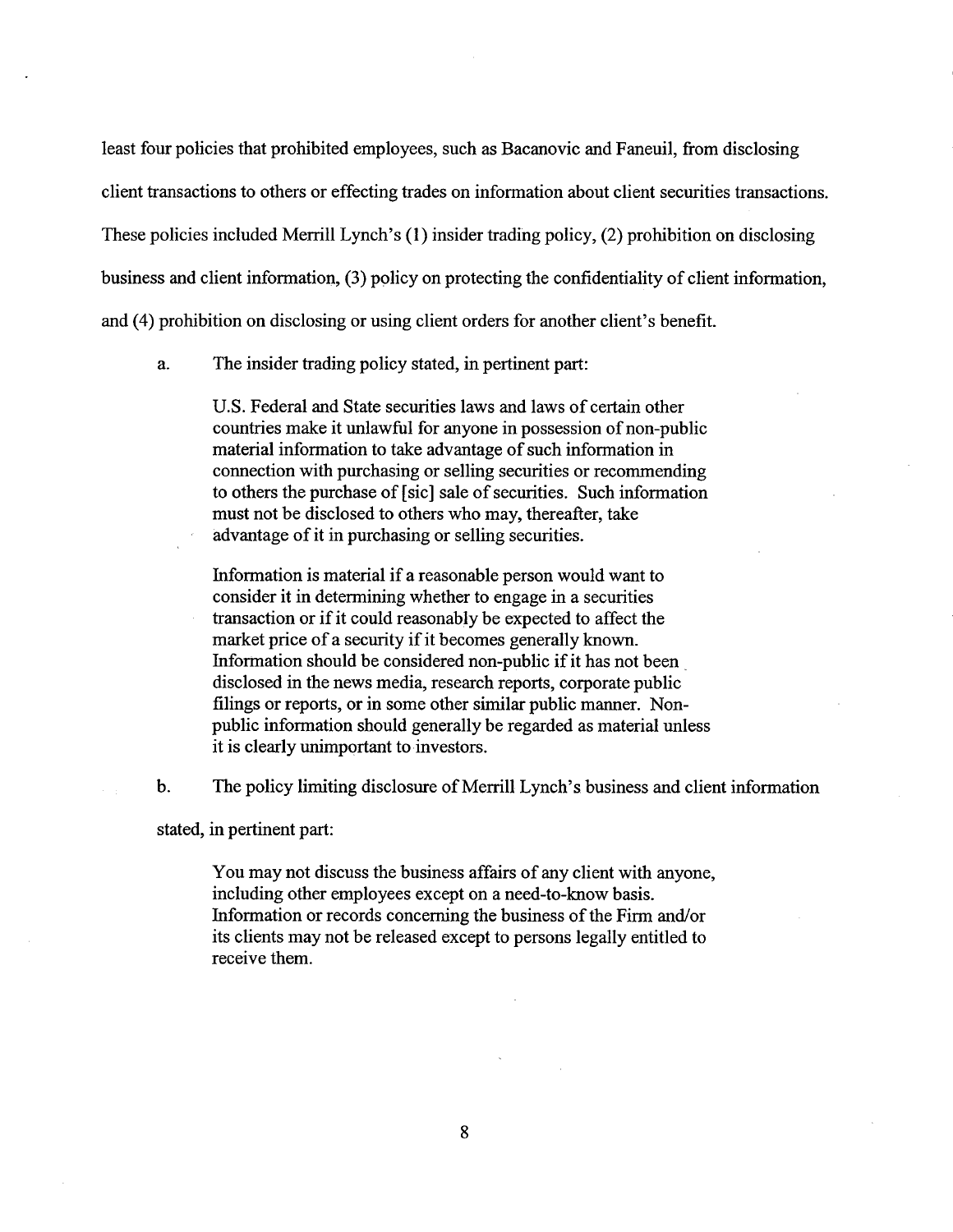least four policies that prohibited employees, such as Bacanovic and Faneuil, from disclosing client transactions to others or effecting trades on information about client securities transactions. These policies included Merrill Lynch's (1) insider trading policy, (2) prohibition on disclosing business and client information, (3) policy on protecting the confidentiality of client information, and (4) prohibition on disclosing or using client orders for another client's benefit.

a. The insider trading policy stated, in pertinent part:

> U.S. Federal and State securities laws and laws of certain other countries make it unlawful for anyone in possession of non-public material information to take advantage of such information in connection with purchasing or selling securities or recommending to others the purchase of [sic] sale of securities. Such information must not be disclosed to others who may, thereafter, take advantage of it in purchasing or selling securities.
>
> Information is material if a reasonable person would want to consider it in determining whether to engage in a securities transaction or if it could reasonably be expected to affect the market price of a security if it becomes generally known. Information should be considered non-public if it has not been disclosed in the news media, research reports, corporate public filings or reports, or in some other similar public manner. Non-public information should generally be regarded as material unless it is clearly unimportant to investors.

b. The policy limiting disclosure of Merrill Lynch's business and client information stated, in pertinent part:

> You may not discuss the business affairs of any client with anyone, including other employees except on a need-to-know basis. Information or records concerning the business of the Firm and/or its clients may not be released except to persons legally entitled to receive them.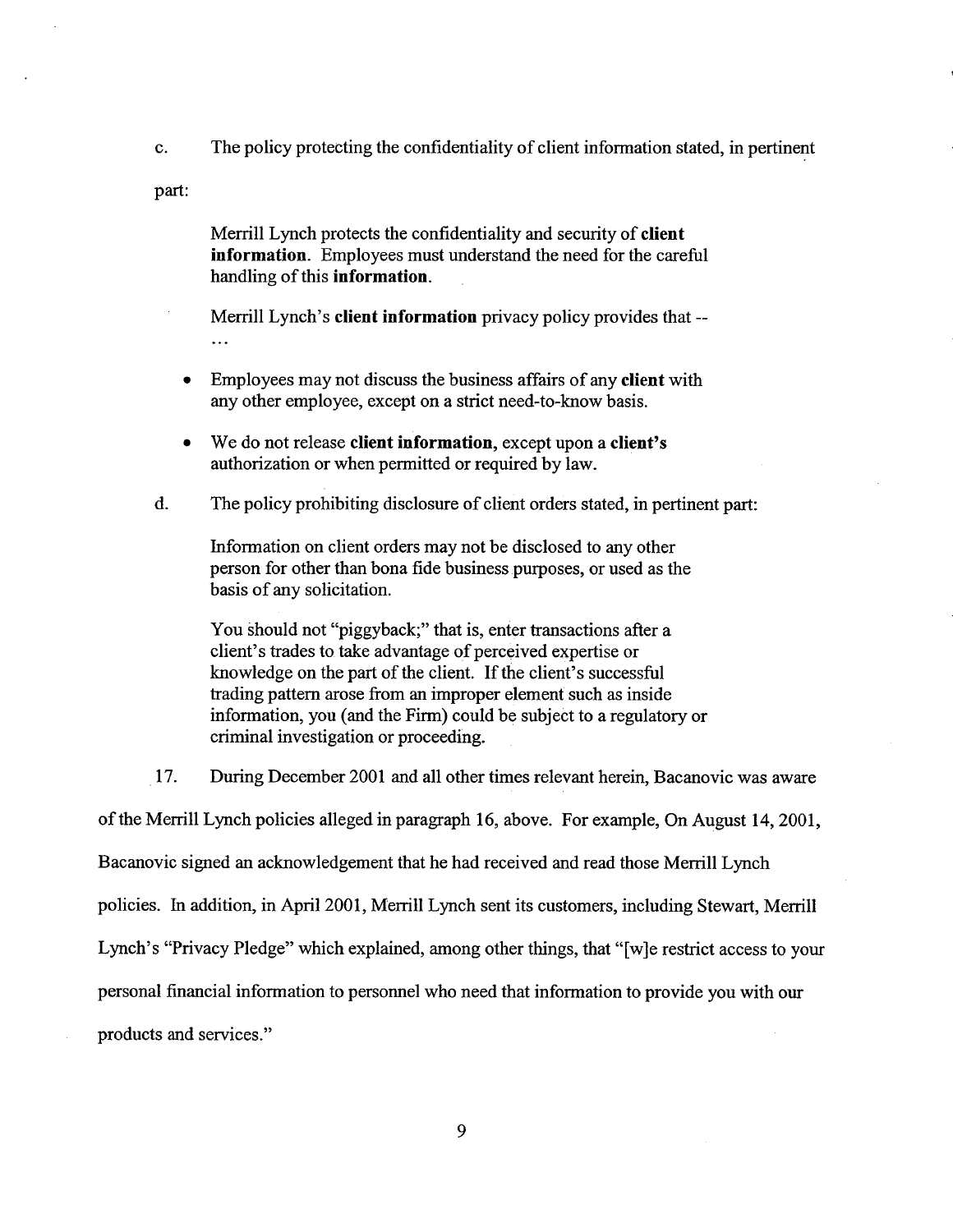c. The policy protecting the confidentiality of client information stated, in pertinent part:

> Merrill Lynch protects the confidentiality and security of **client information**. Employees must understand the need for the careful handling of this **information**.
>
> Merrill Lynch's **client information** privacy policy provides that -- . . .
>
> - Employees may not discuss the business affairs of any **client** with any other employee, except on a strict need-to-know basis.
> - We do not release **client information**, except upon a **client's** authorization or when permitted or required by law.

d. The policy prohibiting disclosure of client orders stated, in pertinent part:

> Information on client orders may not be disclosed to any other person for other than bona fide business purposes, or used as the basis of any solicitation.
>
> You should not "piggyback;" that is, enter transactions after a client's trades to take advantage of perceived expertise or knowledge on the part of the client. If the client's successful trading pattern arose from an improper element such as inside information, you (and the Firm) could be subject to a regulatory or criminal investigation or proceeding.

17. During December 2001 and all other times relevant herein, Bacanovic was aware of the Merrill Lynch policies alleged in paragraph 16, above. For example, On August 14, 2001, Bacanovic signed an acknowledgement that he had received and read those Merrill Lynch policies. In addition, in April 2001, Merrill Lynch sent its customers, including Stewart, Merrill Lynch's "Privacy Pledge" which explained, among other things, that "[w]e restrict access to your personal financial information to personnel who need that information to provide you with our products and services."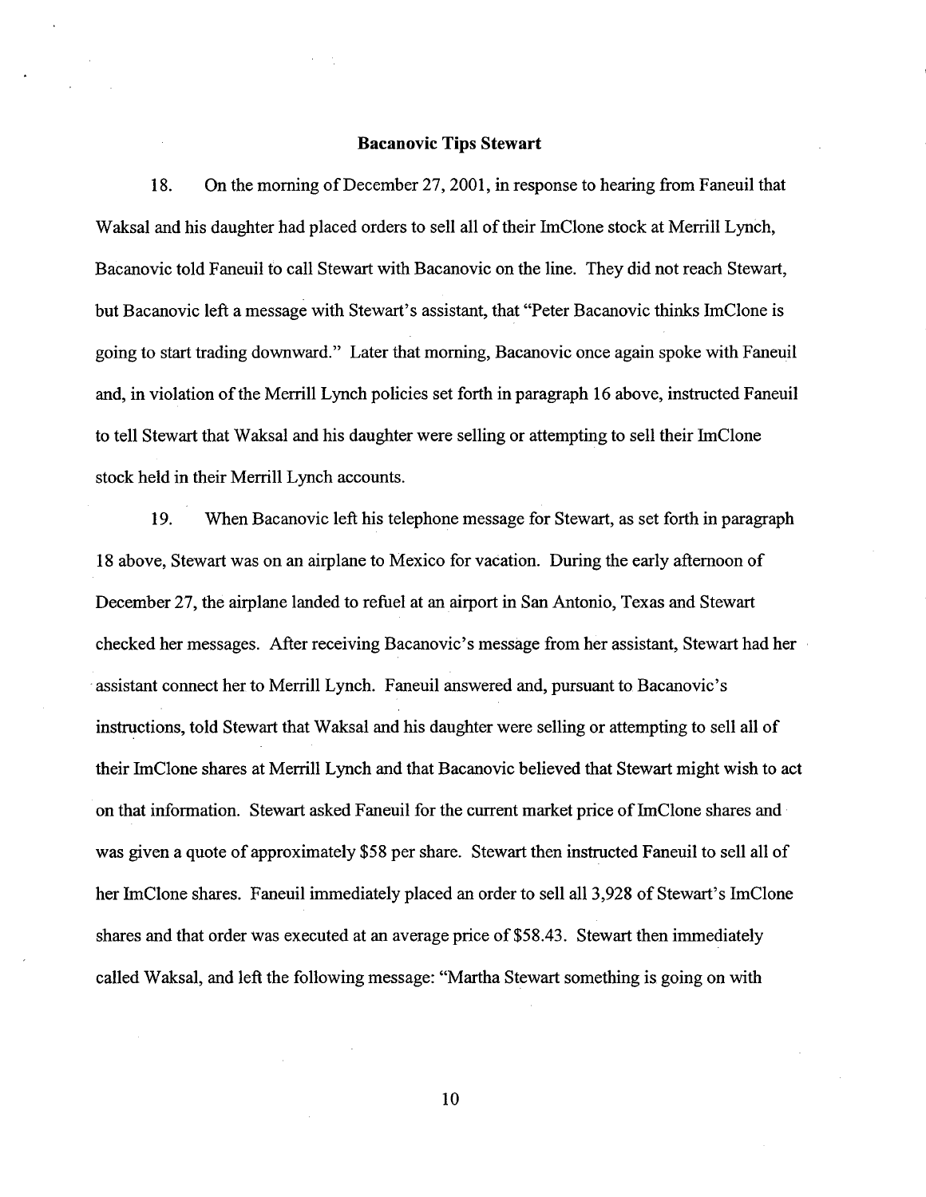**Bacanovic Tips Stewart**

18. On the morning of December 27, 2001, in response to hearing from Faneuil that Waksal and his daughter had placed orders to sell all of their ImClone stock at Merrill Lynch, Bacanovic told Faneuil to call Stewart with Bacanovic on the line. They did not reach Stewart, but Bacanovic left a message with Stewart's assistant, that "Peter Bacanovic thinks ImClone is going to start trading downward." Later that morning, Bacanovic once again spoke with Faneuil and, in violation of the Merrill Lynch policies set forth in paragraph 16 above, instructed Faneuil to tell Stewart that Waksal and his daughter were selling or attempting to sell their ImClone stock held in their Merrill Lynch accounts.

19. When Bacanovic left his telephone message for Stewart, as set forth in paragraph 18 above, Stewart was on an airplane to Mexico for vacation. During the early afternoon of December 27, the airplane landed to refuel at an airport in San Antonio, Texas and Stewart checked her messages. After receiving Bacanovic's message from her assistant, Stewart had her assistant connect her to Merrill Lynch. Faneuil answered and, pursuant to Bacanovic's instructions, told Stewart that Waksal and his daughter were selling or attempting to sell all of their ImClone shares at Merrill Lynch and that Bacanovic believed that Stewart might wish to act on that information. Stewart asked Faneuil for the current market price of ImClone shares and was given a quote of approximately $58 per share. Stewart then instructed Faneuil to sell all of her ImClone shares. Faneuil immediately placed an order to sell all 3,928 of Stewart's ImClone shares and that order was executed at an average price of $58.43. Stewart then immediately called Waksal, and left the following message: "Martha Stewart something is going on with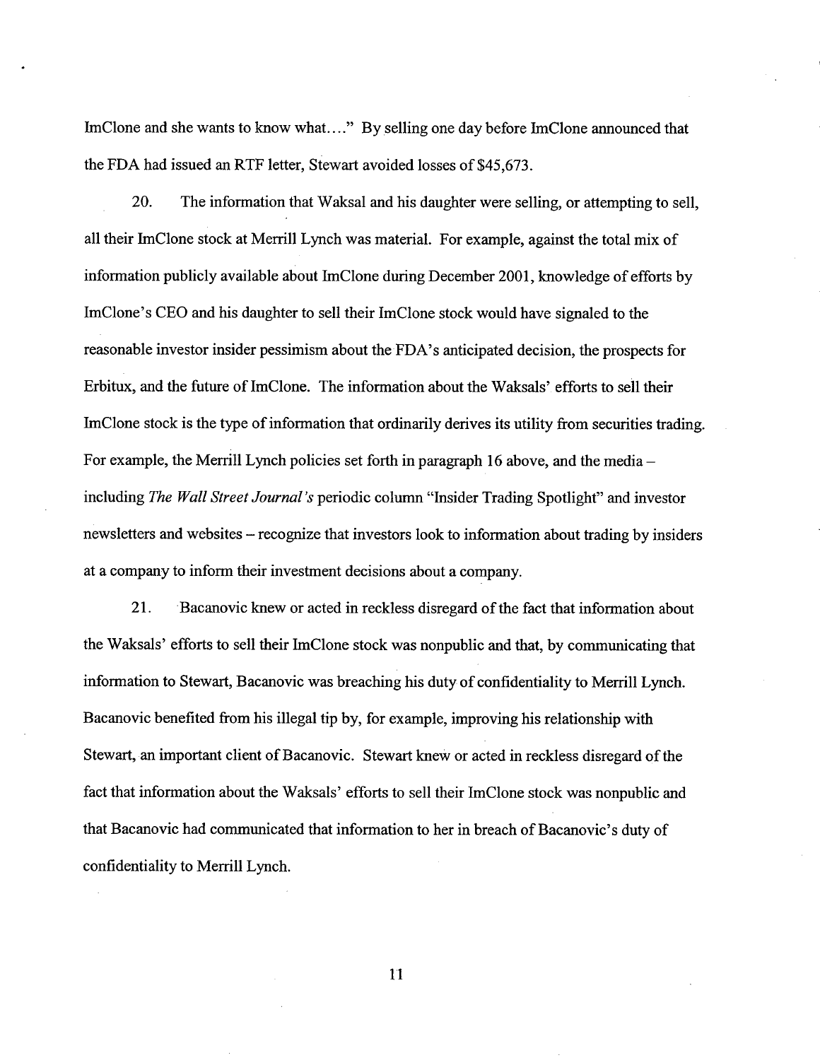ImClone and she wants to know what...." By selling one day before ImClone announced that the FDA had issued an RTF letter, Stewart avoided losses of $45,673.

20. The information that Waksal and his daughter were selling, or attempting to sell, all their ImClone stock at Merrill Lynch was material. For example, against the total mix of information publicly available about ImClone during December 2001, knowledge of efforts by ImClone's CEO and his daughter to sell their ImClone stock would have signaled to the reasonable investor insider pessimism about the FDA's anticipated decision, the prospects for Erbitux, and the future of ImClone. The information about the Waksals' efforts to sell their ImClone stock is the type of information that ordinarily derives its utility from securities trading. For example, the Merrill Lynch policies set forth in paragraph 16 above, and the media – including *The Wall Street Journal's* periodic column "Insider Trading Spotlight" and investor newsletters and websites – recognize that investors look to information about trading by insiders at a company to inform their investment decisions about a company.

21. Bacanovic knew or acted in reckless disregard of the fact that information about the Waksals' efforts to sell their ImClone stock was nonpublic and that, by communicating that information to Stewart, Bacanovic was breaching his duty of confidentiality to Merrill Lynch. Bacanovic benefited from his illegal tip by, for example, improving his relationship with Stewart, an important client of Bacanovic. Stewart knew or acted in reckless disregard of the fact that information about the Waksals' efforts to sell their ImClone stock was nonpublic and that Bacanovic had communicated that information to her in breach of Bacanovic's duty of confidentiality to Merrill Lynch.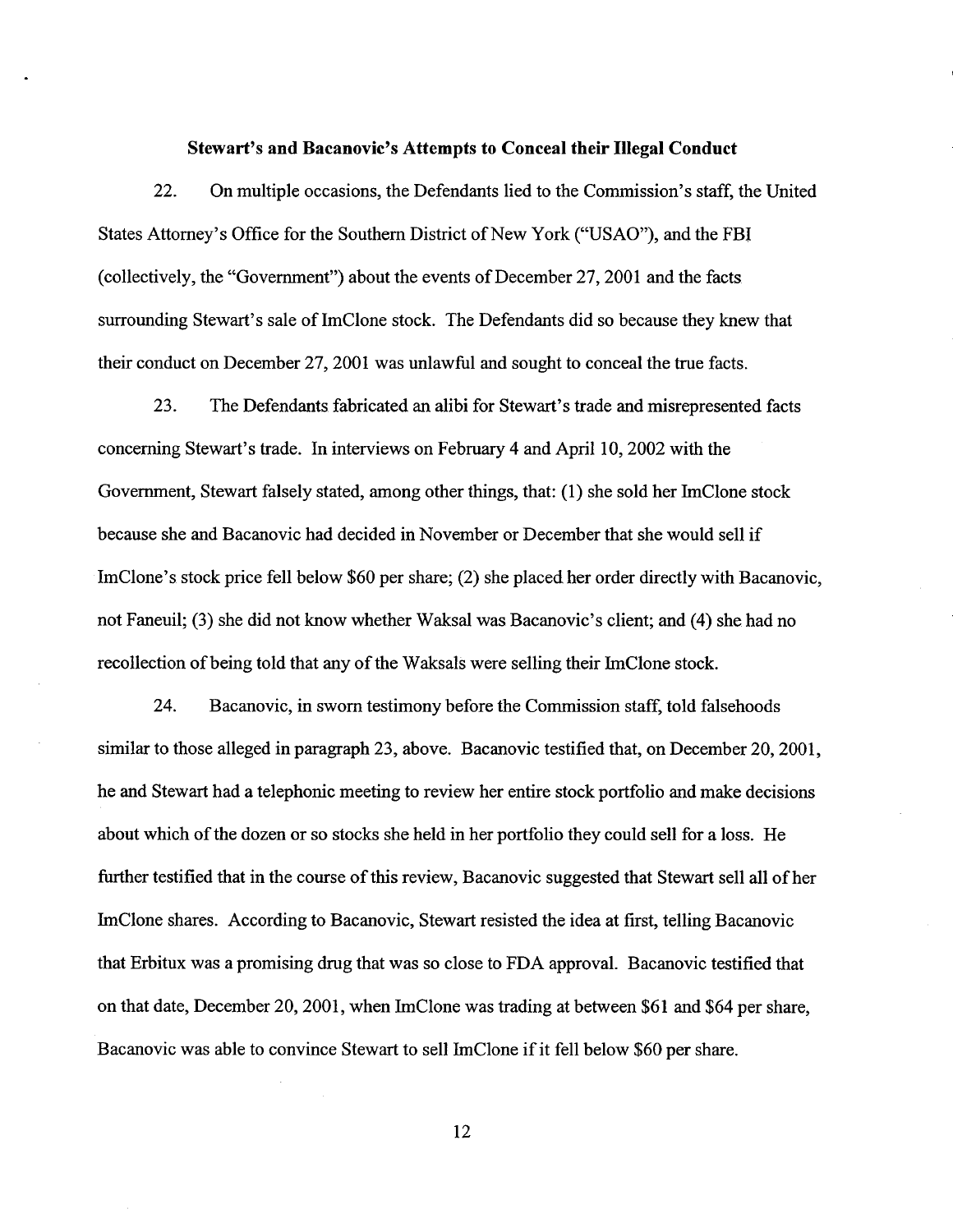## Stewart's and Bacanovic's Attempts to Conceal their Illegal Conduct

22. On multiple occasions, the Defendants lied to the Commission's staff, the United States Attorney's Office for the Southern District of New York ("USAO"), and the FBI (collectively, the "Government") about the events of December 27, 2001 and the facts surrounding Stewart's sale of ImClone stock. The Defendants did so because they knew that their conduct on December 27, 2001 was unlawful and sought to conceal the true facts.

23. The Defendants fabricated an alibi for Stewart's trade and misrepresented facts concerning Stewart's trade. In interviews on February 4 and April 10, 2002 with the Government, Stewart falsely stated, among other things, that: (1) she sold her ImClone stock because she and Bacanovic had decided in November or December that she would sell if ImClone's stock price fell below $60 per share; (2) she placed her order directly with Bacanovic, not Faneuil; (3) she did not know whether Waksal was Bacanovic's client; and (4) she had no recollection of being told that any of the Waksals were selling their ImClone stock.

24. Bacanovic, in sworn testimony before the Commission staff, told falsehoods similar to those alleged in paragraph 23, above. Bacanovic testified that, on December 20, 2001, he and Stewart had a telephonic meeting to review her entire stock portfolio and make decisions about which of the dozen or so stocks she held in her portfolio they could sell for a loss. He further testified that in the course of this review, Bacanovic suggested that Stewart sell all of her ImClone shares. According to Bacanovic, Stewart resisted the idea at first, telling Bacanovic that Erbitux was a promising drug that was so close to FDA approval. Bacanovic testified that on that date, December 20, 2001, when ImClone was trading at between $61 and $64 per share, Bacanovic was able to convince Stewart to sell ImClone if it fell below $60 per share.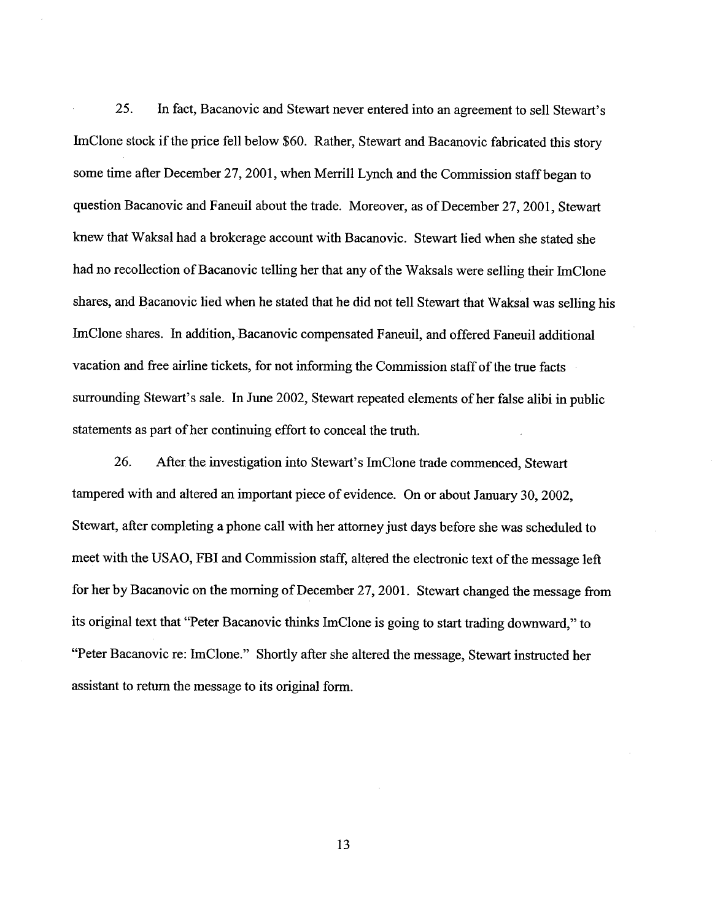25. In fact, Bacanovic and Stewart never entered into an agreement to sell Stewart's ImClone stock if the price fell below $60. Rather, Stewart and Bacanovic fabricated this story some time after December 27, 2001, when Merrill Lynch and the Commission staff began to question Bacanovic and Faneuil about the trade. Moreover, as of December 27, 2001, Stewart knew that Waksal had a brokerage account with Bacanovic. Stewart lied when she stated she had no recollection of Bacanovic telling her that any of the Waksals were selling their ImClone shares, and Bacanovic lied when he stated that he did not tell Stewart that Waksal was selling his ImClone shares. In addition, Bacanovic compensated Faneuil, and offered Faneuil additional vacation and free airline tickets, for not informing the Commission staff of the true facts surrounding Stewart's sale. In June 2002, Stewart repeated elements of her false alibi in public statements as part of her continuing effort to conceal the truth.

26. After the investigation into Stewart's ImClone trade commenced, Stewart tampered with and altered an important piece of evidence. On or about January 30, 2002, Stewart, after completing a phone call with her attorney just days before she was scheduled to meet with the USAO, FBI and Commission staff, altered the electronic text of the message left for her by Bacanovic on the morning of December 27, 2001. Stewart changed the message from its original text that "Peter Bacanovic thinks ImClone is going to start trading downward," to "Peter Bacanovic re: ImClone." Shortly after she altered the message, Stewart instructed her assistant to return the message to its original form.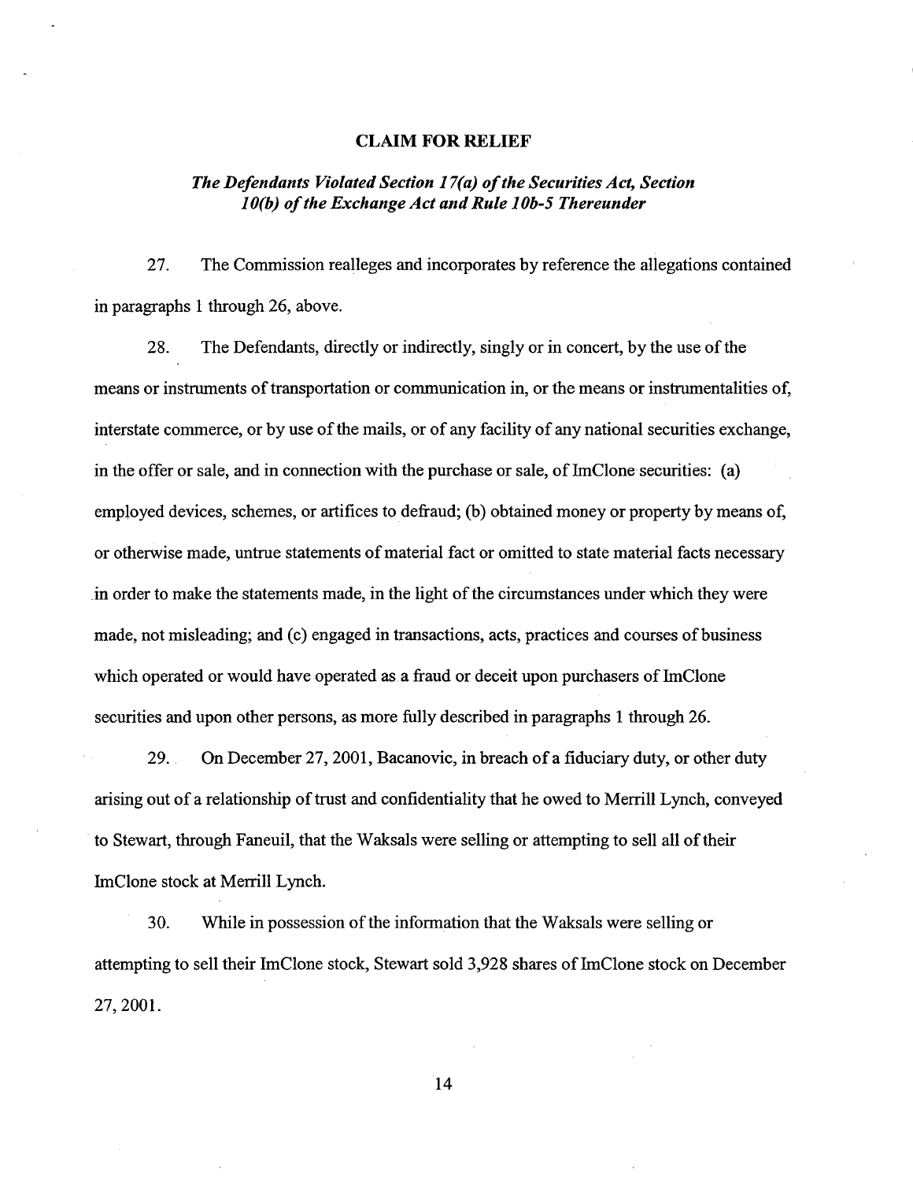## CLAIM FOR RELIEF

### *The Defendants Violated Section 17(a) of the Securities Act, Section 10(b) of the Exchange Act and Rule 10b-5 Thereunder*

27. The Commission realleges and incorporates by reference the allegations contained in paragraphs 1 through 26, above.

28. The Defendants, directly or indirectly, singly or in concert, by the use of the means or instruments of transportation or communication in, or the means or instrumentalities of, interstate commerce, or by use of the mails, or of any facility of any national securities exchange, in the offer or sale, and in connection with the purchase or sale, of ImClone securities: (a) employed devices, schemes, or artifices to defraud; (b) obtained money or property by means of, or otherwise made, untrue statements of material fact or omitted to state material facts necessary in order to make the statements made, in the light of the circumstances under which they were made, not misleading; and (c) engaged in transactions, acts, practices and courses of business which operated or would have operated as a fraud or deceit upon purchasers of ImClone securities and upon other persons, as more fully described in paragraphs 1 through 26.

29. On December 27, 2001, Bacanovic, in breach of a fiduciary duty, or other duty arising out of a relationship of trust and confidentiality that he owed to Merrill Lynch, conveyed to Stewart, through Faneuil, that the Waksals were selling or attempting to sell all of their ImClone stock at Merrill Lynch.

30. While in possession of the information that the Waksals were selling or attempting to sell their ImClone stock, Stewart sold 3,928 shares of ImClone stock on December 27, 2001.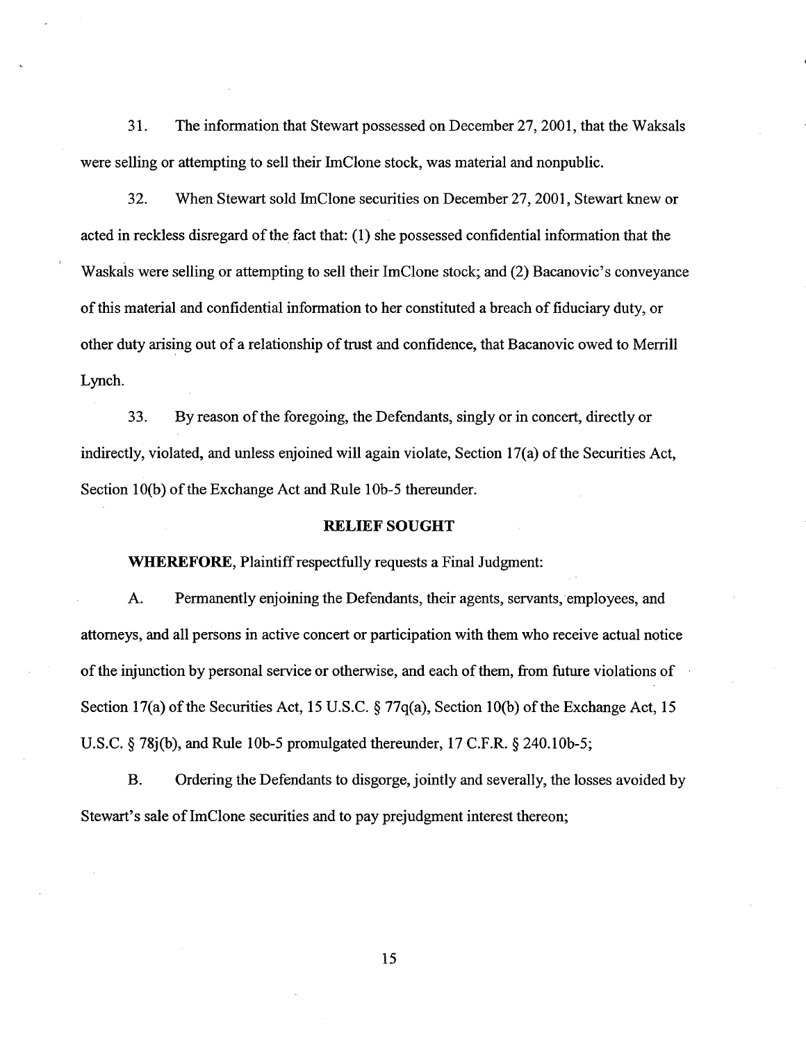31. The information that Stewart possessed on December 27, 2001, that the Waksals were selling or attempting to sell their ImClone stock, was material and nonpublic.

32. When Stewart sold ImClone securities on December 27, 2001, Stewart knew or acted in reckless disregard of the fact that: (1) she possessed confidential information that the Waskals were selling or attempting to sell their ImClone stock; and (2) Bacanovic's conveyance of this material and confidential information to her constituted a breach of fiduciary duty, or other duty arising out of a relationship of trust and confidence, that Bacanovic owed to Merrill Lynch.

33. By reason of the foregoing, the Defendants, singly or in concert, directly or indirectly, violated, and unless enjoined will again violate, Section 17(a) of the Securities Act, Section 10(b) of the Exchange Act and Rule 10b-5 thereunder.

## RELIEF SOUGHT

**WHEREFORE,** Plaintiff respectfully requests a Final Judgment:

A. Permanently enjoining the Defendants, their agents, servants, employees, and attorneys, and all persons in active concert or participation with them who receive actual notice of the injunction by personal service or otherwise, and each of them, from future violations of Section 17(a) of the Securities Act, 15 U.S.C. § 77q(a), Section 10(b) of the Exchange Act, 15 U.S.C. § 78j(b), and Rule 10b-5 promulgated thereunder, 17 C.F.R. § 240.10b-5;

B. Ordering the Defendants to disgorge, jointly and severally, the losses avoided by Stewart's sale of ImClone securities and to pay prejudgment interest thereon;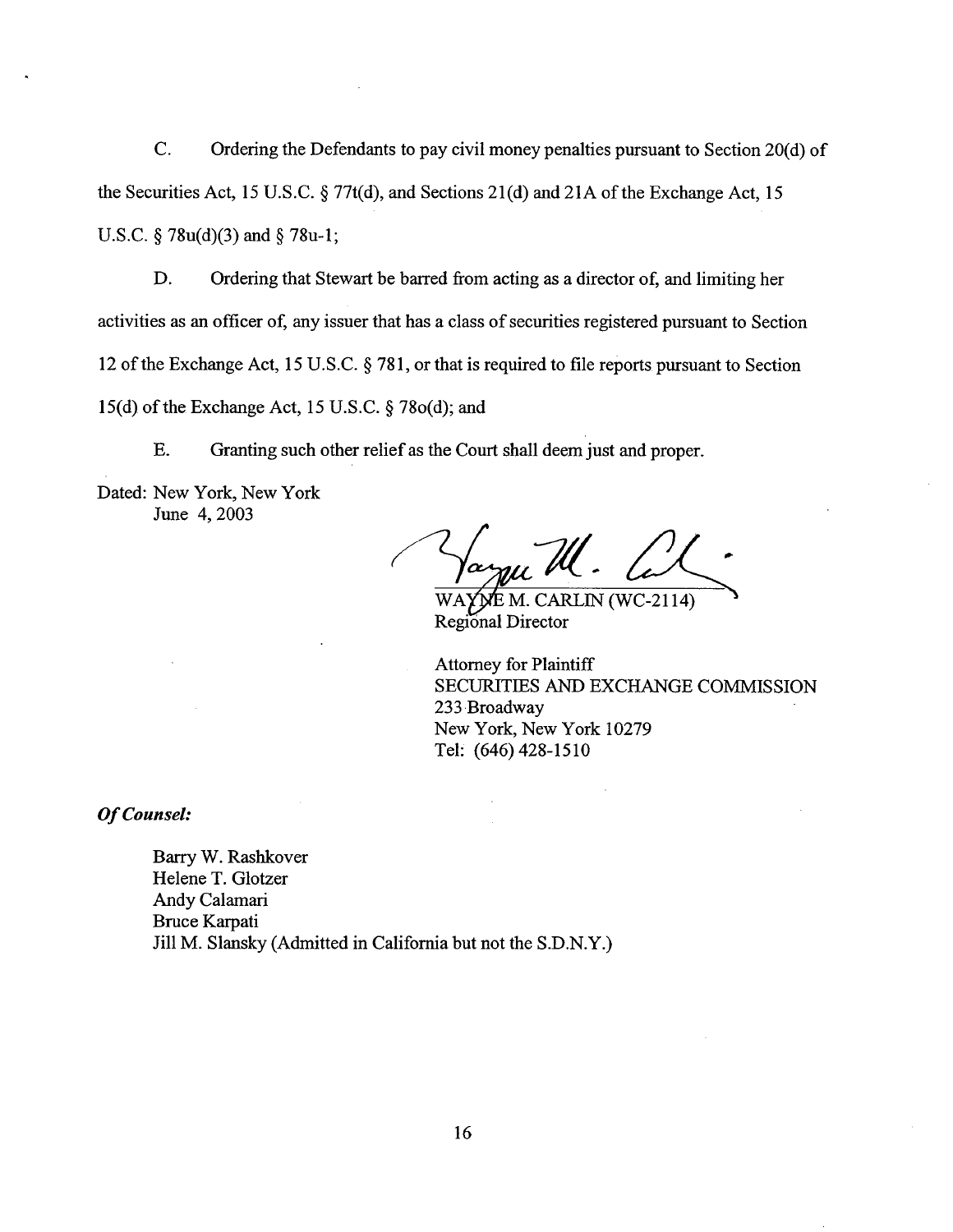C. Ordering the Defendants to pay civil money penalties pursuant to Section 20(d) of the Securities Act, 15 U.S.C. § 77t(d), and Sections 21(d) and 21A of the Exchange Act, 15 U.S.C. § 78u(d)(3) and § 78u-1;

D. Ordering that Stewart be barred from acting as a director of, and limiting her activities as an officer of, any issuer that has a class of securities registered pursuant to Section 12 of the Exchange Act, 15 U.S.C. § 781, or that is required to file reports pursuant to Section 15(d) of the Exchange Act, 15 U.S.C. § 78o(d); and

E. Granting such other relief as the Court shall deem just and proper.

Dated: New York, New York
June 4, 2003

WAYNE M. CARLIN (WC-2114)
Regional Director

Attorney for Plaintiff
SECURITIES AND EXCHANGE COMMISSION
233 Broadway
New York, New York 10279
Tel: (646) 428-1510

***Of Counsel:***

Barry W. Rashkover
Helene T. Glotzer
Andy Calamari
Bruce Karpati
Jill M. Slansky (Admitted in California but not the S.D.N.Y.)